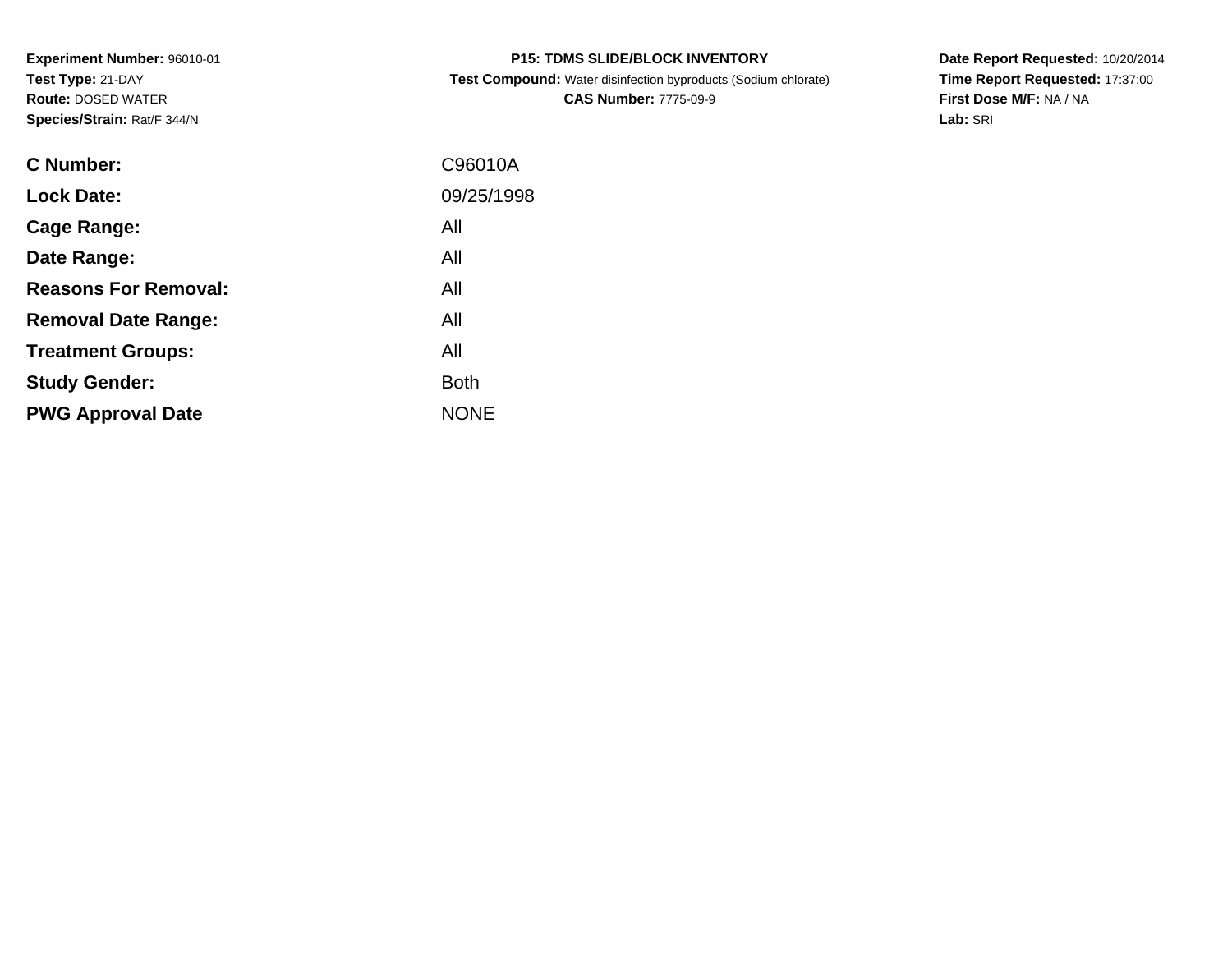**Experiment Number:** 96010-01
**Test Type:** 21-DAY
**Route:** DOSED WATER
**Species/Strain:** Rat/F 344/N

**P15: TDMS SLIDE/BLOCK INVENTORY**
**Test Compound:** Water disinfection byproducts (Sodium chlorate)
**CAS Number:** 7775-09-9

**Date Report Requested:** 10/20/2014
**Time Report Requested:** 17:37:00
**First Dose M/F:** NA / NA
**Lab:** SRI

| | |
|---|---|
| **C Number:** | C96010A |
| **Lock Date:** | 09/25/1998 |
| **Cage Range:** | All |
| **Date Range:** | All |
| **Reasons For Removal:** | All |
| **Removal Date Range:** | All |
| **Treatment Groups:** | All |
| **Study Gender:** | Both |
| **PWG Approval Date** | NONE |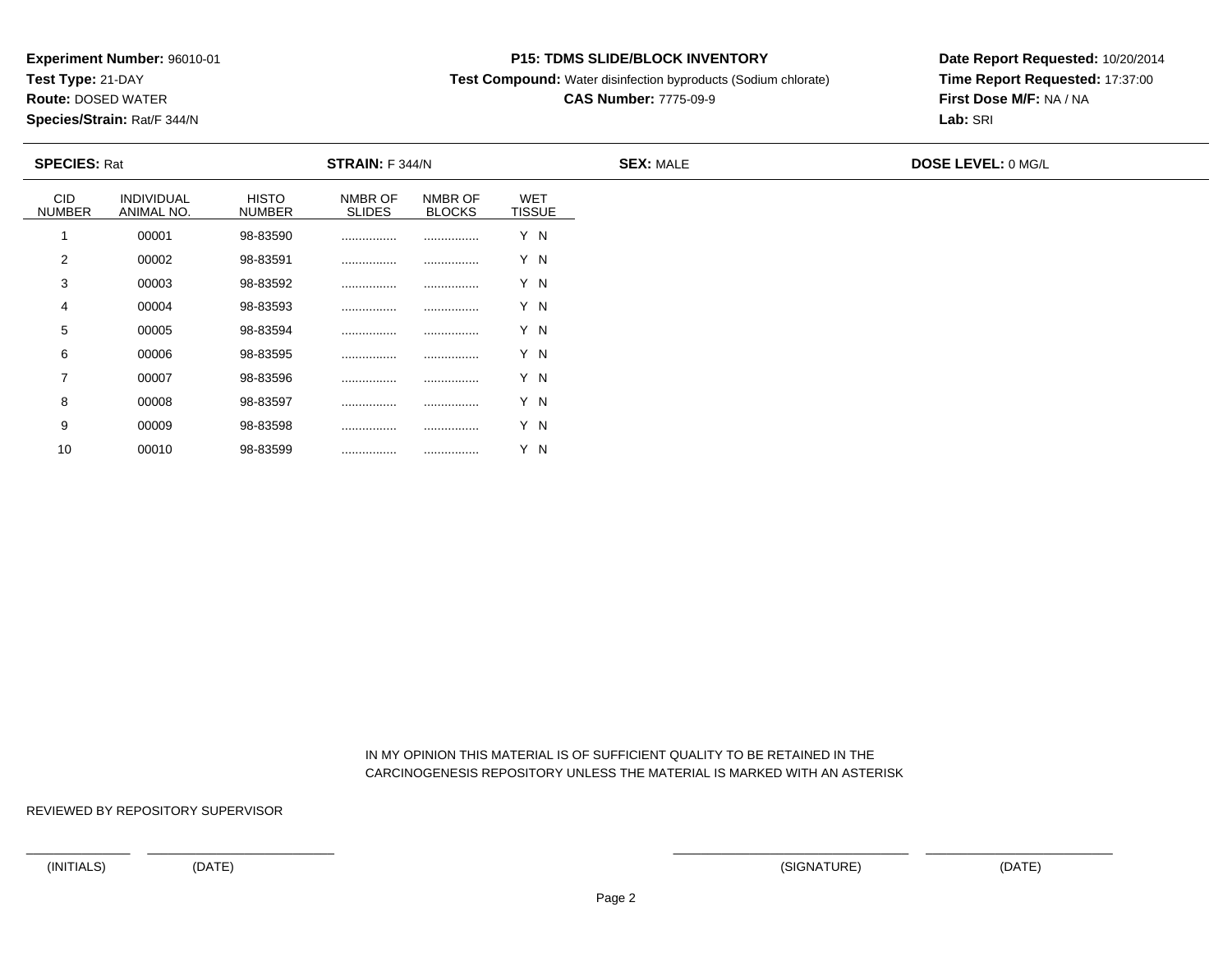**Experiment Number:** 96010-01
**Test Type:** 21-DAY
**Route:** DOSED WATER
**Species/Strain:** Rat/F 344/N

**P15: TDMS SLIDE/BLOCK INVENTORY**
**Test Compound:** Water disinfection byproducts (Sodium chlorate)
**CAS Number:** 7775-09-9

**Date Report Requested:** 10/20/2014
**Time Report Requested:** 17:37:00
**First Dose M/F:** NA / NA
**Lab:** SRI

**SPECIES:** Rat **STRAIN:** F 344/N **SEX:** MALE **DOSE LEVEL:** 0 MG/L

| CID NUMBER | INDIVIDUAL ANIMAL NO. | HISTO NUMBER | NMBR OF SLIDES | NMBR OF BLOCKS | WET TISSUE |
|---|---|---|---|---|---|
| 1 | 00001 | 98-83590 | ................ | ................ | Y N |
| 2 | 00002 | 98-83591 | ................ | ................ | Y N |
| 3 | 00003 | 98-83592 | ................ | ................ | Y N |
| 4 | 00004 | 98-83593 | ................ | ................ | Y N |
| 5 | 00005 | 98-83594 | ................ | ................ | Y N |
| 6 | 00006 | 98-83595 | ................ | ................ | Y N |
| 7 | 00007 | 98-83596 | ................ | ................ | Y N |
| 8 | 00008 | 98-83597 | ................ | ................ | Y N |
| 9 | 00009 | 98-83598 | ................ | ................ | Y N |
| 10 | 00010 | 98-83599 | ................ | ................ | Y N |

IN MY OPINION THIS MATERIAL IS OF SUFFICIENT QUALITY TO BE RETAINED IN THE CARCINOGENESIS REPOSITORY UNLESS THE MATERIAL IS MARKED WITH AN ASTERISK

REVIEWED BY REPOSITORY SUPERVISOR

(INITIALS) (DATE) (SIGNATURE) (DATE)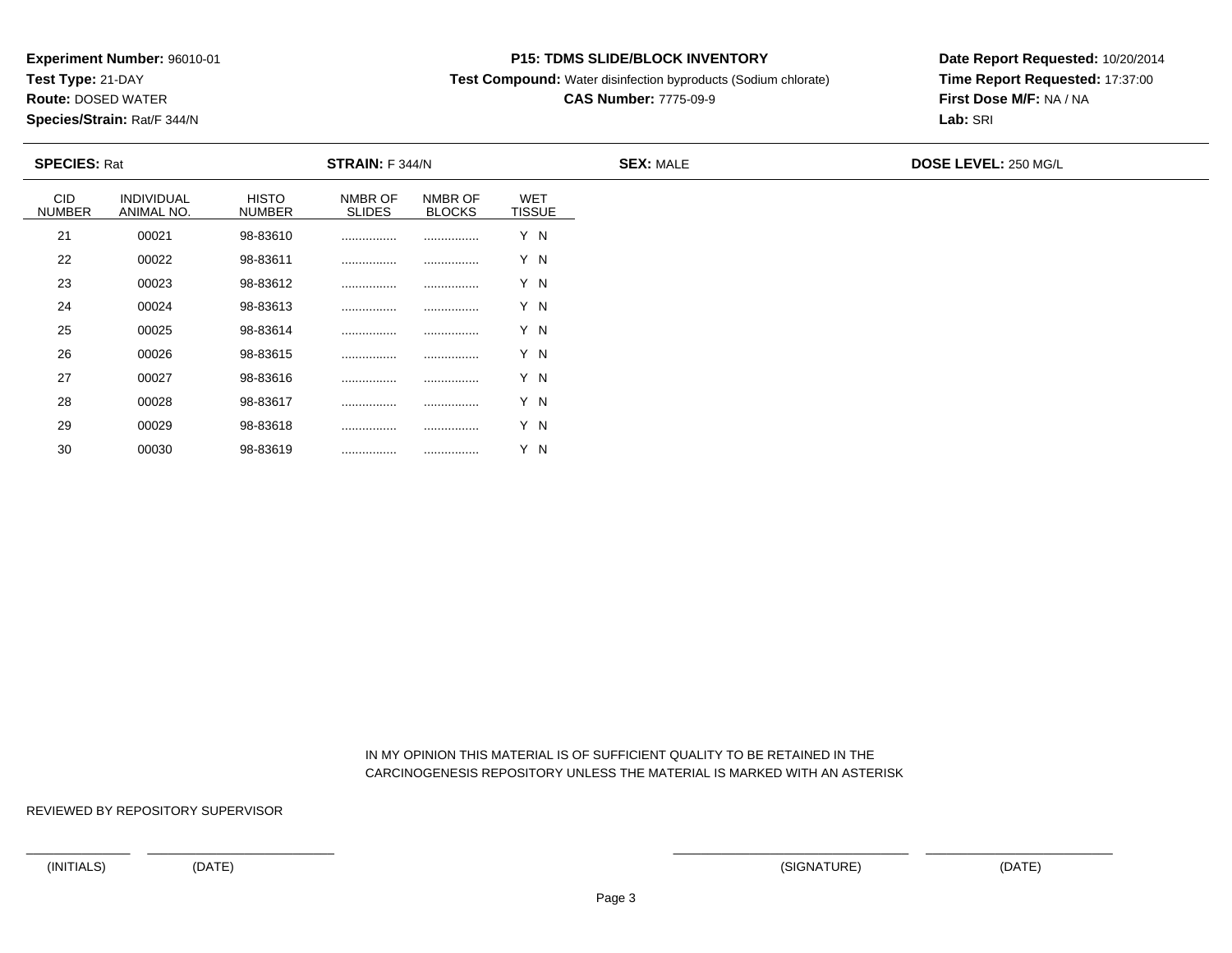**Experiment Number:** 96010-01
**Test Type:** 21-DAY
**Route:** DOSED WATER
**Species/Strain:** Rat/F 344/N

**P15: TDMS SLIDE/BLOCK INVENTORY**
**Test Compound:** Water disinfection byproducts (Sodium chlorate)
**CAS Number:** 7775-09-9

**Date Report Requested:** 10/20/2014
**Time Report Requested:** 17:37:00
**First Dose M/F:** NA / NA
**Lab:** SRI

**SPECIES:** Rat | **STRAIN:** F 344/N | **SEX:** MALE | **DOSE LEVEL:** 250 MG/L

| CID NUMBER | INDIVIDUAL ANIMAL NO. | HISTO NUMBER | NMBR OF SLIDES | NMBR OF BLOCKS | WET TISSUE |
|---|---|---|---|---|---|
| 21 | 00021 | 98-83610 | ................ | ................ | Y N |
| 22 | 00022 | 98-83611 | ................ | ................ | Y N |
| 23 | 00023 | 98-83612 | ................ | ................ | Y N |
| 24 | 00024 | 98-83613 | ................ | ................ | Y N |
| 25 | 00025 | 98-83614 | ................ | ................ | Y N |
| 26 | 00026 | 98-83615 | ................ | ................ | Y N |
| 27 | 00027 | 98-83616 | ................ | ................ | Y N |
| 28 | 00028 | 98-83617 | ................ | ................ | Y N |
| 29 | 00029 | 98-83618 | ................ | ................ | Y N |
| 30 | 00030 | 98-83619 | ................ | ................ | Y N |

IN MY OPINION THIS MATERIAL IS OF SUFFICIENT QUALITY TO BE RETAINED IN THE CARCINOGENESIS REPOSITORY UNLESS THE MATERIAL IS MARKED WITH AN ASTERISK

REVIEWED BY REPOSITORY SUPERVISOR

(INITIALS) (DATE) (SIGNATURE) (DATE)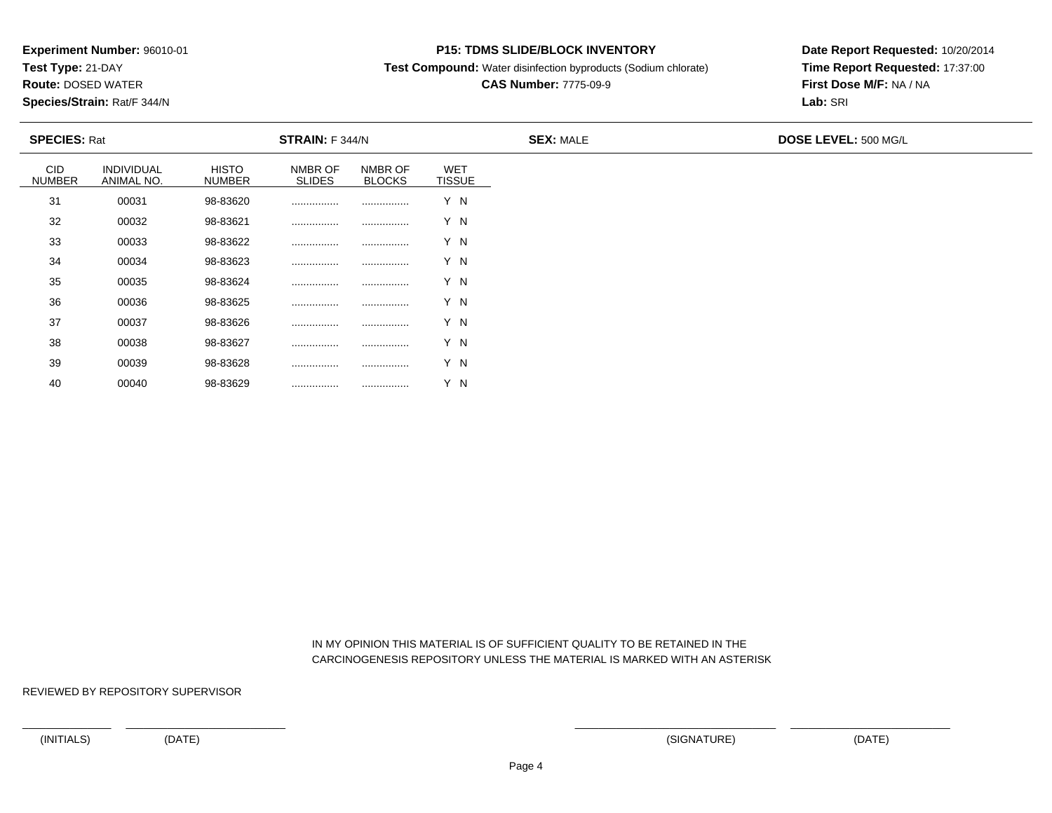**Experiment Number:** 96010-01
**Test Type:** 21-DAY
**Route:** DOSED WATER
**Species/Strain:** Rat/F 344/N

**P15: TDMS SLIDE/BLOCK INVENTORY**
**Test Compound:** Water disinfection byproducts (Sodium chlorate)
**CAS Number:** 7775-09-9

**Date Report Requested:** 10/20/2014
**Time Report Requested:** 17:37:00
**First Dose M/F:** NA / NA
**Lab:** SRI

**SPECIES:** Rat **STRAIN:** F 344/N **SEX:** MALE **DOSE LEVEL:** 500 MG/L

| CID NUMBER | INDIVIDUAL ANIMAL NO. | HISTO NUMBER | NMBR OF SLIDES | NMBR OF BLOCKS | WET TISSUE |
|---|---|---|---|---|---|
| 31 | 00031 | 98-83620 | ................ | ................ | Y N |
| 32 | 00032 | 98-83621 | ................ | ................ | Y N |
| 33 | 00033 | 98-83622 | ................ | ................ | Y N |
| 34 | 00034 | 98-83623 | ................ | ................ | Y N |
| 35 | 00035 | 98-83624 | ................ | ................ | Y N |
| 36 | 00036 | 98-83625 | ................ | ................ | Y N |
| 37 | 00037 | 98-83626 | ................ | ................ | Y N |
| 38 | 00038 | 98-83627 | ................ | ................ | Y N |
| 39 | 00039 | 98-83628 | ................ | ................ | Y N |
| 40 | 00040 | 98-83629 | ................ | ................ | Y N |

IN MY OPINION THIS MATERIAL IS OF SUFFICIENT QUALITY TO BE RETAINED IN THE CARCINOGENESIS REPOSITORY UNLESS THE MATERIAL IS MARKED WITH AN ASTERISK

REVIEWED BY REPOSITORY SUPERVISOR

(INITIALS) (DATE) (SIGNATURE) (DATE)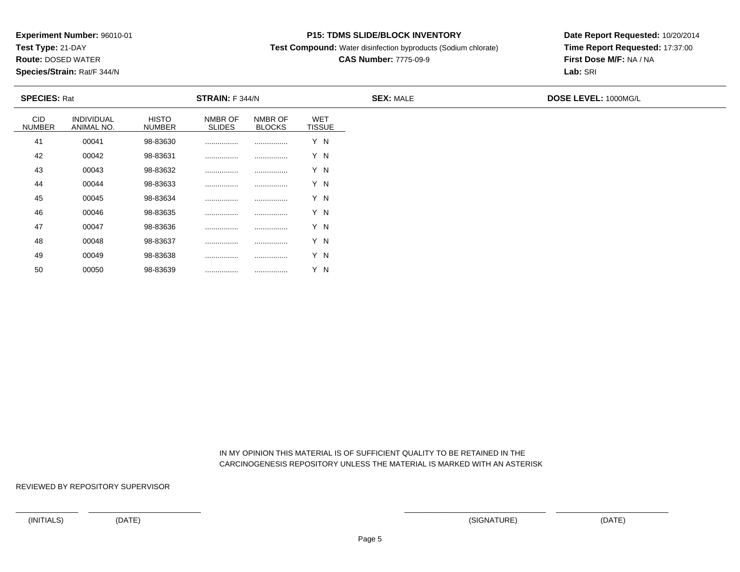**Experiment Number:** 96010-01
**Test Type:** 21-DAY
**Route:** DOSED WATER
**Species/Strain:** Rat/F 344/N

**P15: TDMS SLIDE/BLOCK INVENTORY**
**Test Compound:** Water disinfection byproducts (Sodium chlorate)
**CAS Number:** 7775-09-9

**Date Report Requested:** 10/20/2014
**Time Report Requested:** 17:37:00
**First Dose M/F:** NA / NA
**Lab:** SRI

**SPECIES:** Rat **STRAIN:** F 344/N **SEX:** MALE **DOSE LEVEL:** 1000MG/L

| CID NUMBER | INDIVIDUAL ANIMAL NO. | HISTO NUMBER | NMBR OF SLIDES | NMBR OF BLOCKS | WET TISSUE |
|---|---|---|---|---|---|
| 41 | 00041 | 98-83630 | ................ | ................ | Y N |
| 42 | 00042 | 98-83631 | ................ | ................ | Y N |
| 43 | 00043 | 98-83632 | ................ | ................ | Y N |
| 44 | 00044 | 98-83633 | ................ | ................ | Y N |
| 45 | 00045 | 98-83634 | ................ | ................ | Y N |
| 46 | 00046 | 98-83635 | ................ | ................ | Y N |
| 47 | 00047 | 98-83636 | ................ | ................ | Y N |
| 48 | 00048 | 98-83637 | ................ | ................ | Y N |
| 49 | 00049 | 98-83638 | ................ | ................ | Y N |
| 50 | 00050 | 98-83639 | ................ | ................ | Y N |

IN MY OPINION THIS MATERIAL IS OF SUFFICIENT QUALITY TO BE RETAINED IN THE CARCINOGENESIS REPOSITORY UNLESS THE MATERIAL IS MARKED WITH AN ASTERISK

REVIEWED BY REPOSITORY SUPERVISOR

(INITIALS) (DATE) (SIGNATURE) (DATE)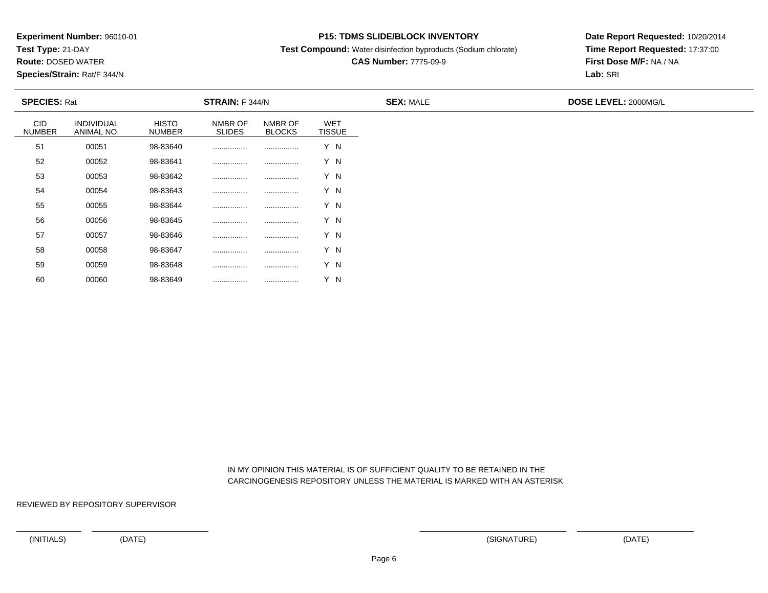**Experiment Number:** 96010-01
**Test Type:** 21-DAY
**Route:** DOSED WATER
**Species/Strain:** Rat/F 344/N

**P15: TDMS SLIDE/BLOCK INVENTORY**
**Test Compound:** Water disinfection byproducts (Sodium chlorate)
**CAS Number:** 7775-09-9

**Date Report Requested:** 10/20/2014
**Time Report Requested:** 17:37:00
**First Dose M/F:** NA / NA
**Lab:** SRI

**SPECIES:** Rat **STRAIN:** F 344/N **SEX:** MALE **DOSE LEVEL:** 2000MG/L

| CID NUMBER | INDIVIDUAL ANIMAL NO. | HISTO NUMBER | NMBR OF SLIDES | NMBR OF BLOCKS | WET TISSUE |
|---|---|---|---|---|---|
| 51 | 00051 | 98-83640 | ................ | ................ | Y N |
| 52 | 00052 | 98-83641 | ................ | ................ | Y N |
| 53 | 00053 | 98-83642 | ................ | ................ | Y N |
| 54 | 00054 | 98-83643 | ................ | ................ | Y N |
| 55 | 00055 | 98-83644 | ................ | ................ | Y N |
| 56 | 00056 | 98-83645 | ................ | ................ | Y N |
| 57 | 00057 | 98-83646 | ................ | ................ | Y N |
| 58 | 00058 | 98-83647 | ................ | ................ | Y N |
| 59 | 00059 | 98-83648 | ................ | ................ | Y N |
| 60 | 00060 | 98-83649 | ................ | ................ | Y N |

IN MY OPINION THIS MATERIAL IS OF SUFFICIENT QUALITY TO BE RETAINED IN THE CARCINOGENESIS REPOSITORY UNLESS THE MATERIAL IS MARKED WITH AN ASTERISK

REVIEWED BY REPOSITORY SUPERVISOR

(INITIALS) (DATE) (SIGNATURE) (DATE)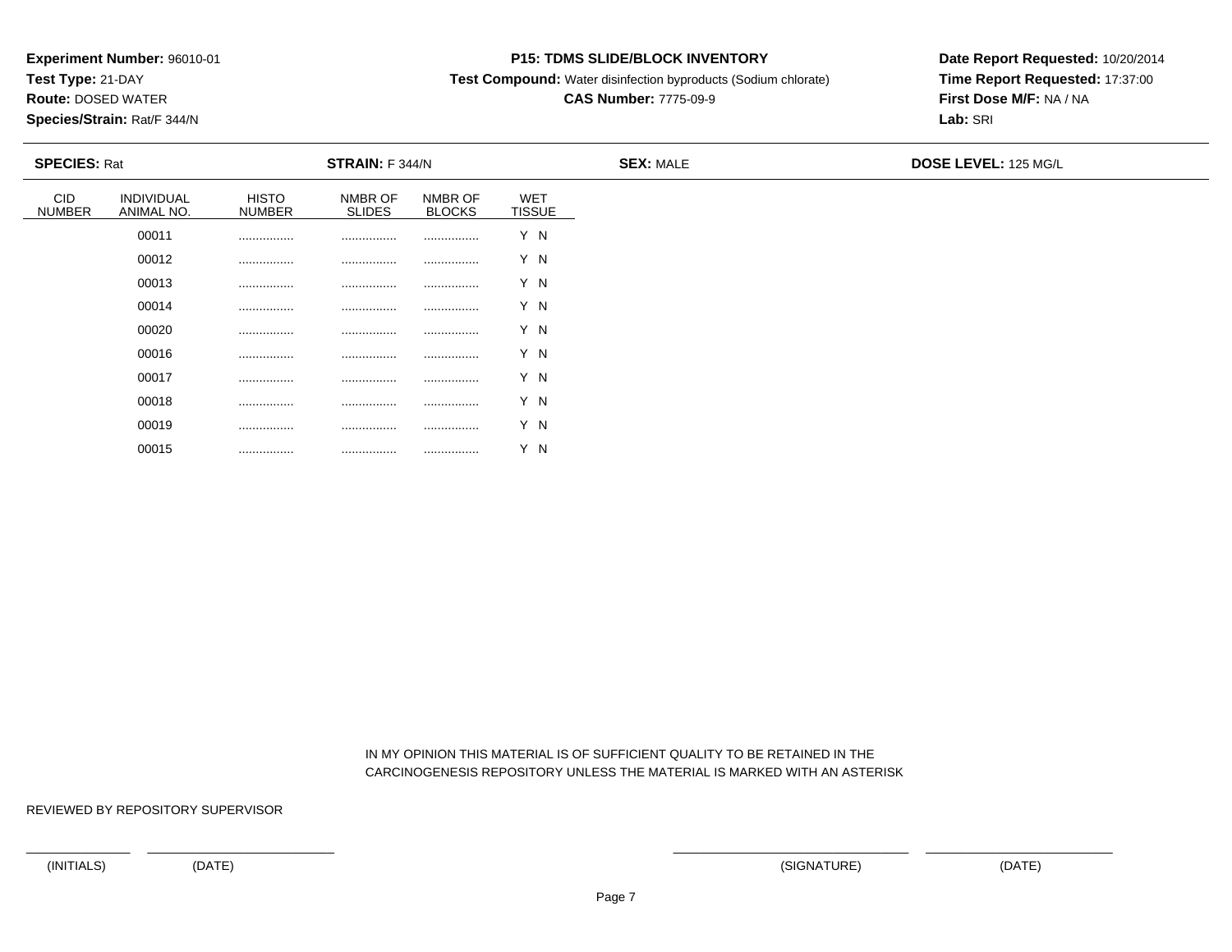**Experiment Number:** 96010-01
**Test Type:** 21-DAY
**Route:** DOSED WATER
**Species/Strain:** Rat/F 344/N

**P15: TDMS SLIDE/BLOCK INVENTORY**
**Test Compound:** Water disinfection byproducts (Sodium chlorate)
**CAS Number:** 7775-09-9

**Date Report Requested:** 10/20/2014
**Time Report Requested:** 17:37:00
**First Dose M/F:** NA / NA
**Lab:** SRI

**SPECIES:** Rat **STRAIN:** F 344/N **SEX:** MALE **DOSE LEVEL:** 125 MG/L

| CID NUMBER | INDIVIDUAL ANIMAL NO. | HISTO NUMBER | NMBR OF SLIDES | NMBR OF BLOCKS | WET TISSUE |
|---|---|---|---|---|---|
| | 00011 | ................ | ................ | ................ | Y N |
| | 00012 | ................ | ................ | ................ | Y N |
| | 00013 | ................ | ................ | ................ | Y N |
| | 00014 | ................ | ................ | ................ | Y N |
| | 00020 | ................ | ................ | ................ | Y N |
| | 00016 | ................ | ................ | ................ | Y N |
| | 00017 | ................ | ................ | ................ | Y N |
| | 00018 | ................ | ................ | ................ | Y N |
| | 00019 | ................ | ................ | ................ | Y N |
| | 00015 | ................ | ................ | ................ | Y N |

IN MY OPINION THIS MATERIAL IS OF SUFFICIENT QUALITY TO BE RETAINED IN THE CARCINOGENESIS REPOSITORY UNLESS THE MATERIAL IS MARKED WITH AN ASTERISK

REVIEWED BY REPOSITORY SUPERVISOR

(INITIALS) (DATE) (SIGNATURE) (DATE)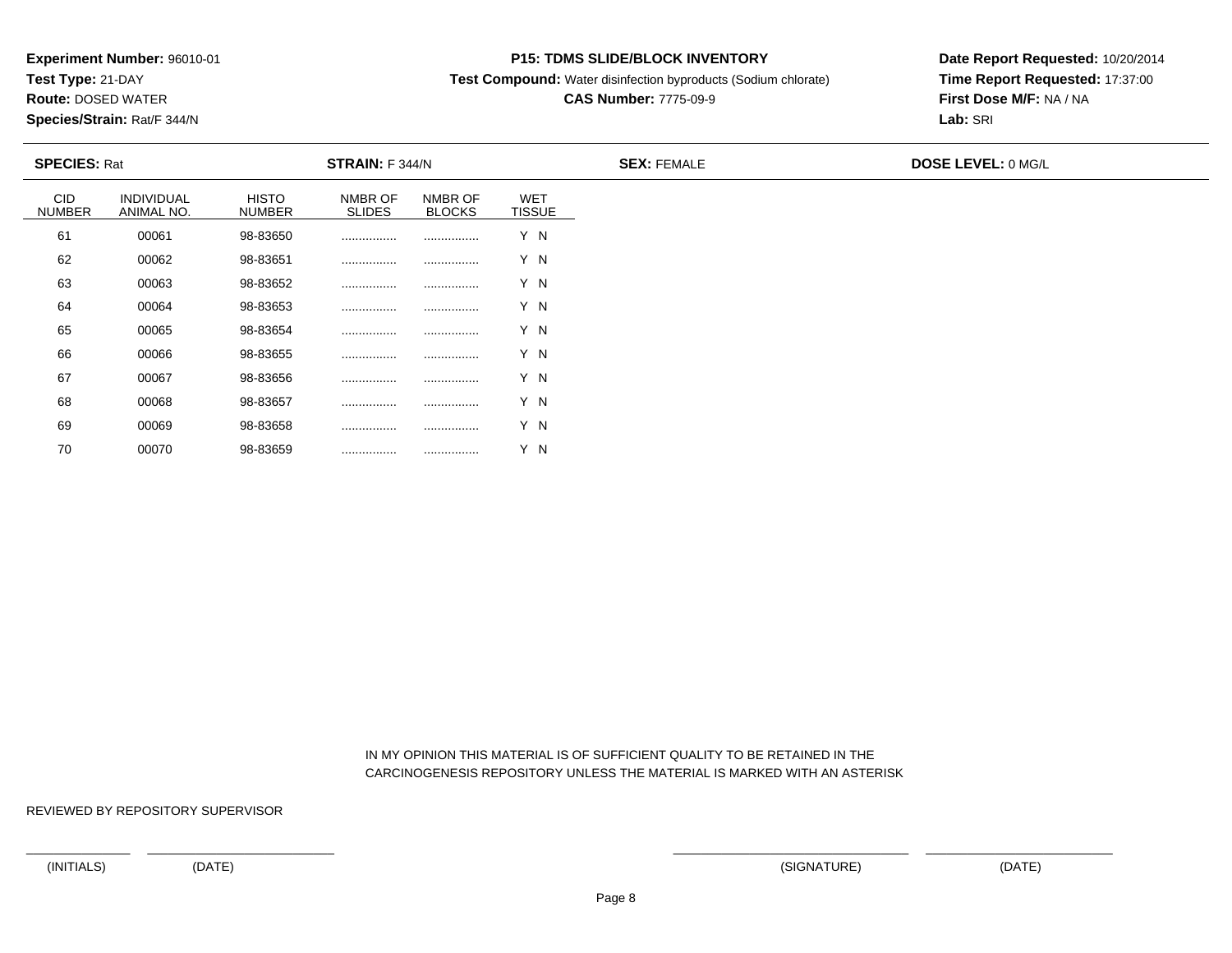**Experiment Number:** 96010-01
**Test Type:** 21-DAY
**Route:** DOSED WATER
**Species/Strain:** Rat/F 344/N

**P15: TDMS SLIDE/BLOCK INVENTORY**
**Test Compound:** Water disinfection byproducts (Sodium chlorate)
**CAS Number:** 7775-09-9

**Date Report Requested:** 10/20/2014
**Time Report Requested:** 17:37:00
**First Dose M/F:** NA / NA
**Lab:** SRI

**SPECIES:** Rat **STRAIN:** F 344/N **SEX:** FEMALE **DOSE LEVEL:** 0 MG/L

| CID NUMBER | INDIVIDUAL ANIMAL NO. | HISTO NUMBER | NMBR OF SLIDES | NMBR OF BLOCKS | WET TISSUE |
|---|---|---|---|---|---|
| 61 | 00061 | 98-83650 | ................ | ................ | Y N |
| 62 | 00062 | 98-83651 | ................ | ................ | Y N |
| 63 | 00063 | 98-83652 | ................ | ................ | Y N |
| 64 | 00064 | 98-83653 | ................ | ................ | Y N |
| 65 | 00065 | 98-83654 | ................ | ................ | Y N |
| 66 | 00066 | 98-83655 | ................ | ................ | Y N |
| 67 | 00067 | 98-83656 | ................ | ................ | Y N |
| 68 | 00068 | 98-83657 | ................ | ................ | Y N |
| 69 | 00069 | 98-83658 | ................ | ................ | Y N |
| 70 | 00070 | 98-83659 | ................ | ................ | Y N |

IN MY OPINION THIS MATERIAL IS OF SUFFICIENT QUALITY TO BE RETAINED IN THE CARCINOGENESIS REPOSITORY UNLESS THE MATERIAL IS MARKED WITH AN ASTERISK

REVIEWED BY REPOSITORY SUPERVISOR

(INITIALS) (DATE) (SIGNATURE) (DATE)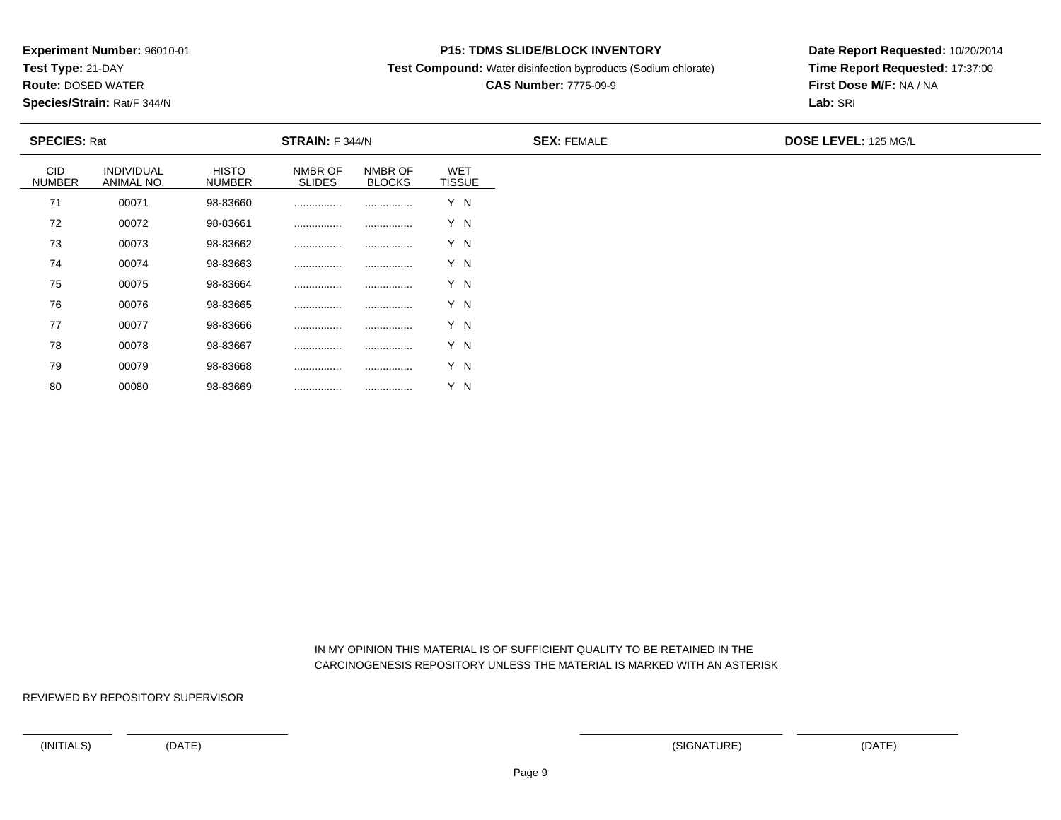**Experiment Number:** 96010-01
**Test Type:** 21-DAY
**Route:** DOSED WATER
**Species/Strain:** Rat/F 344/N

**P15: TDMS SLIDE/BLOCK INVENTORY**
**Test Compound:** Water disinfection byproducts (Sodium chlorate)
**CAS Number:** 7775-09-9

**Date Report Requested:** 10/20/2014
**Time Report Requested:** 17:37:00
**First Dose M/F:** NA / NA
**Lab:** SRI

**SPECIES:** Rat | **STRAIN:** F 344/N | **SEX:** FEMALE | **DOSE LEVEL:** 125 MG/L

| CID NUMBER | INDIVIDUAL ANIMAL NO. | HISTO NUMBER | NMBR OF SLIDES | NMBR OF BLOCKS | WET TISSUE |
|---|---|---|---|---|---|
| 71 | 00071 | 98-83660 | ................ | ................ | Y N |
| 72 | 00072 | 98-83661 | ................ | ................ | Y N |
| 73 | 00073 | 98-83662 | ................ | ................ | Y N |
| 74 | 00074 | 98-83663 | ................ | ................ | Y N |
| 75 | 00075 | 98-83664 | ................ | ................ | Y N |
| 76 | 00076 | 98-83665 | ................ | ................ | Y N |
| 77 | 00077 | 98-83666 | ................ | ................ | Y N |
| 78 | 00078 | 98-83667 | ................ | ................ | Y N |
| 79 | 00079 | 98-83668 | ................ | ................ | Y N |
| 80 | 00080 | 98-83669 | ................ | ................ | Y N |

IN MY OPINION THIS MATERIAL IS OF SUFFICIENT QUALITY TO BE RETAINED IN THE CARCINOGENESIS REPOSITORY UNLESS THE MATERIAL IS MARKED WITH AN ASTERISK

REVIEWED BY REPOSITORY SUPERVISOR

(INITIALS) (DATE) (SIGNATURE) (DATE)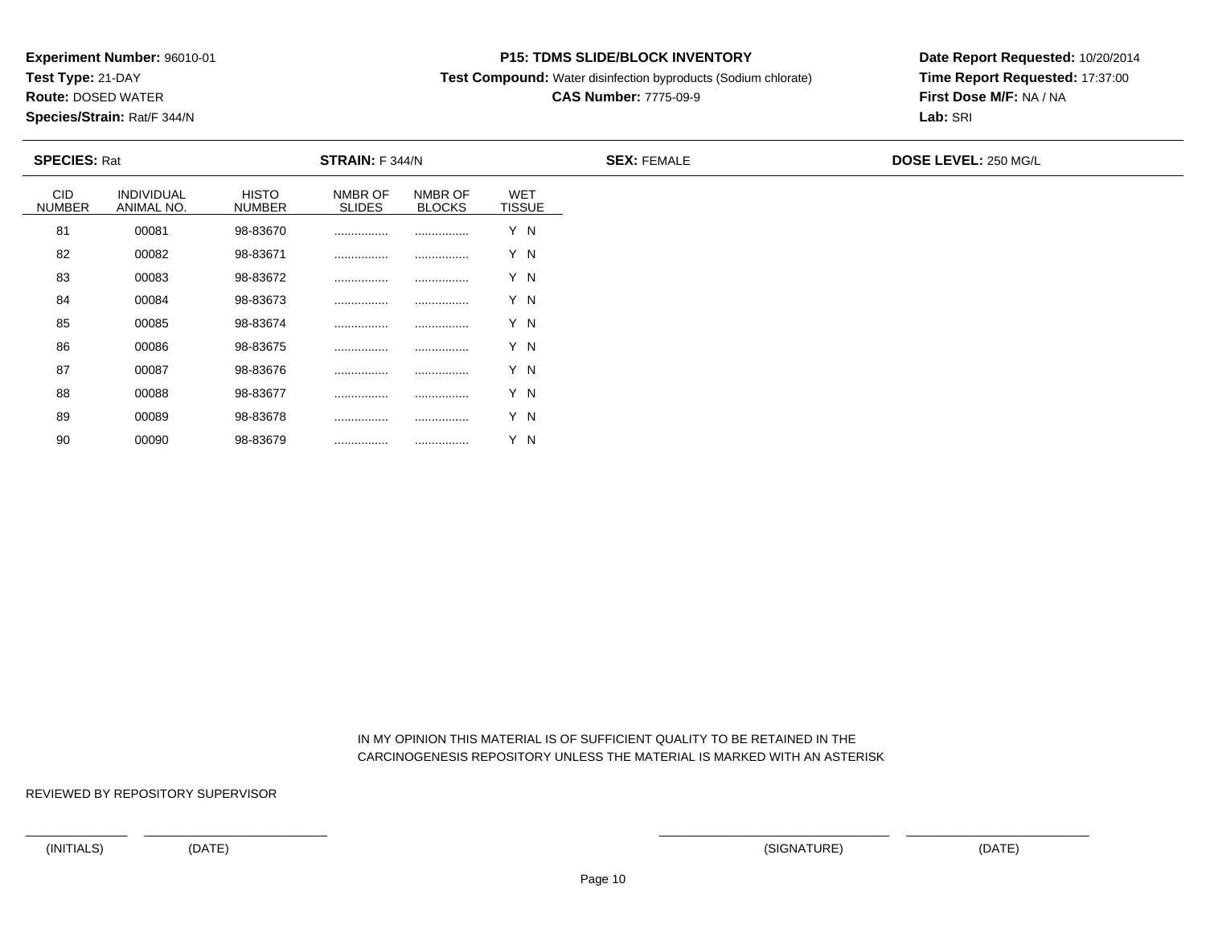**Experiment Number:** 96010-01
**Test Type:** 21-DAY
**Route:** DOSED WATER
**Species/Strain:** Rat/F 344/N

**P15: TDMS SLIDE/BLOCK INVENTORY**
**Test Compound:** Water disinfection byproducts (Sodium chlorate)
**CAS Number:** 7775-09-9

**Date Report Requested:** 10/20/2014
**Time Report Requested:** 17:37:00
**First Dose M/F:** NA / NA
**Lab:** SRI

**SPECIES:** Rat | **STRAIN:** F 344/N | **SEX:** FEMALE | **DOSE LEVEL:** 250 MG/L

| CID NUMBER | INDIVIDUAL ANIMAL NO. | HISTO NUMBER | NMBR OF SLIDES | NMBR OF BLOCKS | WET TISSUE |
|---|---|---|---|---|---|
| 81 | 00081 | 98-83670 | ................ | ................ | Y N |
| 82 | 00082 | 98-83671 | ................ | ................ | Y N |
| 83 | 00083 | 98-83672 | ................ | ................ | Y N |
| 84 | 00084 | 98-83673 | ................ | ................ | Y N |
| 85 | 00085 | 98-83674 | ................ | ................ | Y N |
| 86 | 00086 | 98-83675 | ................ | ................ | Y N |
| 87 | 00087 | 98-83676 | ................ | ................ | Y N |
| 88 | 00088 | 98-83677 | ................ | ................ | Y N |
| 89 | 00089 | 98-83678 | ................ | ................ | Y N |
| 90 | 00090 | 98-83679 | ................ | ................ | Y N |

IN MY OPINION THIS MATERIAL IS OF SUFFICIENT QUALITY TO BE RETAINED IN THE CARCINOGENESIS REPOSITORY UNLESS THE MATERIAL IS MARKED WITH AN ASTERISK

REVIEWED BY REPOSITORY SUPERVISOR

(INITIALS) (DATE) (SIGNATURE) (DATE)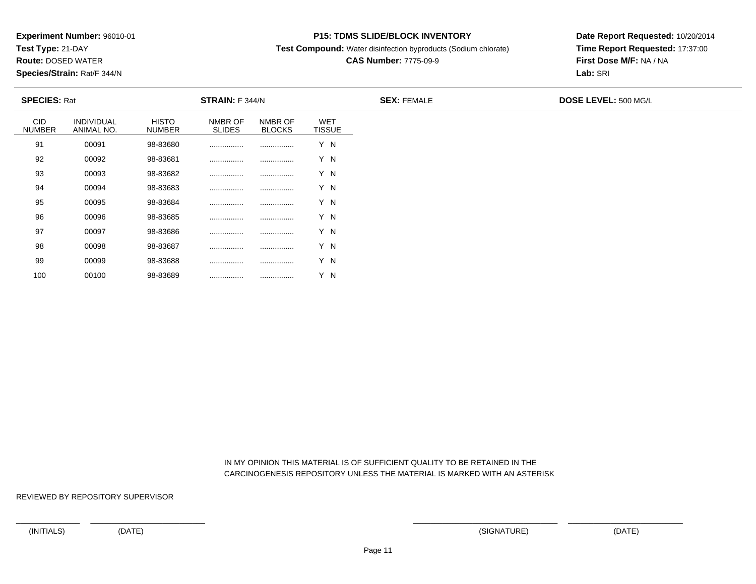**Experiment Number:** 96010-01
**Test Type:** 21-DAY
**Route:** DOSED WATER
**Species/Strain:** Rat/F 344/N

**P15: TDMS SLIDE/BLOCK INVENTORY**
**Test Compound:** Water disinfection byproducts (Sodium chlorate)
**CAS Number:** 7775-09-9

**Date Report Requested:** 10/20/2014
**Time Report Requested:** 17:37:00
**First Dose M/F:** NA / NA
**Lab:** SRI

**SPECIES:** Rat | **STRAIN:** F 344/N | **SEX:** FEMALE | **DOSE LEVEL:** 500 MG/L

| CID NUMBER | INDIVIDUAL ANIMAL NO. | HISTO NUMBER | NMBR OF SLIDES | NMBR OF BLOCKS | WET TISSUE |
|---|---|---|---|---|---|
| 91 | 00091 | 98-83680 | ................ | ................ | Y N |
| 92 | 00092 | 98-83681 | ................ | ................ | Y N |
| 93 | 00093 | 98-83682 | ................ | ................ | Y N |
| 94 | 00094 | 98-83683 | ................ | ................ | Y N |
| 95 | 00095 | 98-83684 | ................ | ................ | Y N |
| 96 | 00096 | 98-83685 | ................ | ................ | Y N |
| 97 | 00097 | 98-83686 | ................ | ................ | Y N |
| 98 | 00098 | 98-83687 | ................ | ................ | Y N |
| 99 | 00099 | 98-83688 | ................ | ................ | Y N |
| 100 | 00100 | 98-83689 | ................ | ................ | Y N |

IN MY OPINION THIS MATERIAL IS OF SUFFICIENT QUALITY TO BE RETAINED IN THE CARCINOGENESIS REPOSITORY UNLESS THE MATERIAL IS MARKED WITH AN ASTERISK

REVIEWED BY REPOSITORY SUPERVISOR

(INITIALS) (DATE) (SIGNATURE) (DATE)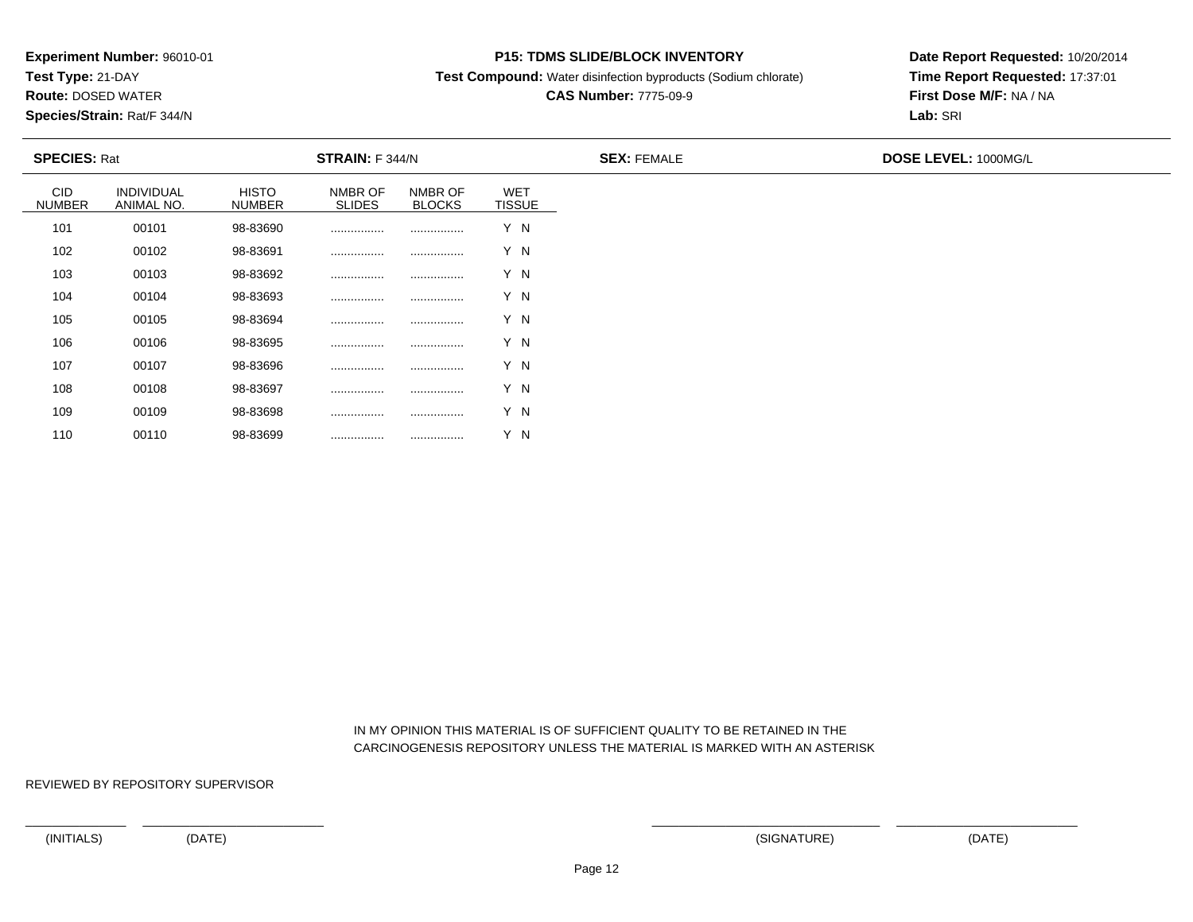**Experiment Number:** 96010-01
**Test Type:** 21-DAY
**Route:** DOSED WATER
**Species/Strain:** Rat/F 344/N

**P15: TDMS SLIDE/BLOCK INVENTORY**
**Test Compound:** Water disinfection byproducts (Sodium chlorate)
**CAS Number:** 7775-09-9

**Date Report Requested:** 10/20/2014
**Time Report Requested:** 17:37:01
**First Dose M/F:** NA / NA
**Lab:** SRI

**SPECIES:** Rat **STRAIN:** F 344/N **SEX:** FEMALE **DOSE LEVEL:** 1000MG/L

| CID NUMBER | INDIVIDUAL ANIMAL NO. | HISTO NUMBER | NMBR OF SLIDES | NMBR OF BLOCKS | WET TISSUE |
|---|---|---|---|---|---|
| 101 | 00101 | 98-83690 | ................ | ................ | Y N |
| 102 | 00102 | 98-83691 | ................ | ................ | Y N |
| 103 | 00103 | 98-83692 | ................ | ................ | Y N |
| 104 | 00104 | 98-83693 | ................ | ................ | Y N |
| 105 | 00105 | 98-83694 | ................ | ................ | Y N |
| 106 | 00106 | 98-83695 | ................ | ................ | Y N |
| 107 | 00107 | 98-83696 | ................ | ................ | Y N |
| 108 | 00108 | 98-83697 | ................ | ................ | Y N |
| 109 | 00109 | 98-83698 | ................ | ................ | Y N |
| 110 | 00110 | 98-83699 | ................ | ................ | Y N |

IN MY OPINION THIS MATERIAL IS OF SUFFICIENT QUALITY TO BE RETAINED IN THE CARCINOGENESIS REPOSITORY UNLESS THE MATERIAL IS MARKED WITH AN ASTERISK

REVIEWED BY REPOSITORY SUPERVISOR

(INITIALS) (DATE) (SIGNATURE) (DATE)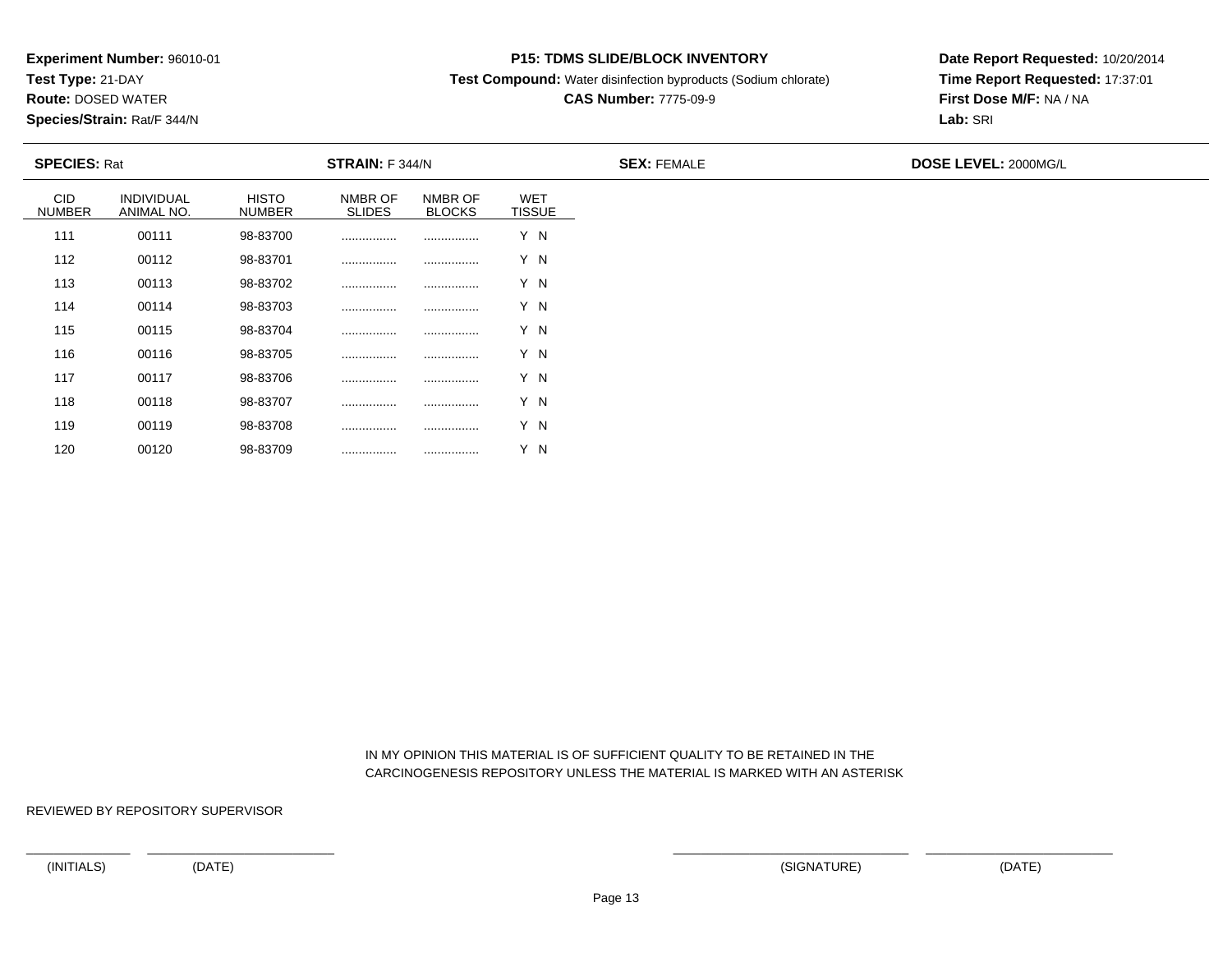**Experiment Number:** 96010-01
**Test Type:** 21-DAY
**Route:** DOSED WATER
**Species/Strain:** Rat/F 344/N

**P15: TDMS SLIDE/BLOCK INVENTORY**
**Test Compound:** Water disinfection byproducts (Sodium chlorate)
**CAS Number:** 7775-09-9

**Date Report Requested:** 10/20/2014
**Time Report Requested:** 17:37:01
**First Dose M/F:** NA / NA
**Lab:** SRI

**SPECIES:** Rat **STRAIN:** F 344/N **SEX:** FEMALE **DOSE LEVEL:** 2000MG/L

| CID NUMBER | INDIVIDUAL ANIMAL NO. | HISTO NUMBER | NMBR OF SLIDES | NMBR OF BLOCKS | WET TISSUE |
|---|---|---|---|---|---|
| 111 | 00111 | 98-83700 | ................ | ................ | Y N |
| 112 | 00112 | 98-83701 | ................ | ................ | Y N |
| 113 | 00113 | 98-83702 | ................ | ................ | Y N |
| 114 | 00114 | 98-83703 | ................ | ................ | Y N |
| 115 | 00115 | 98-83704 | ................ | ................ | Y N |
| 116 | 00116 | 98-83705 | ................ | ................ | Y N |
| 117 | 00117 | 98-83706 | ................ | ................ | Y N |
| 118 | 00118 | 98-83707 | ................ | ................ | Y N |
| 119 | 00119 | 98-83708 | ................ | ................ | Y N |
| 120 | 00120 | 98-83709 | ................ | ................ | Y N |

IN MY OPINION THIS MATERIAL IS OF SUFFICIENT QUALITY TO BE RETAINED IN THE CARCINOGENESIS REPOSITORY UNLESS THE MATERIAL IS MARKED WITH AN ASTERISK

REVIEWED BY REPOSITORY SUPERVISOR

(INITIALS) (DATE) (SIGNATURE) (DATE)